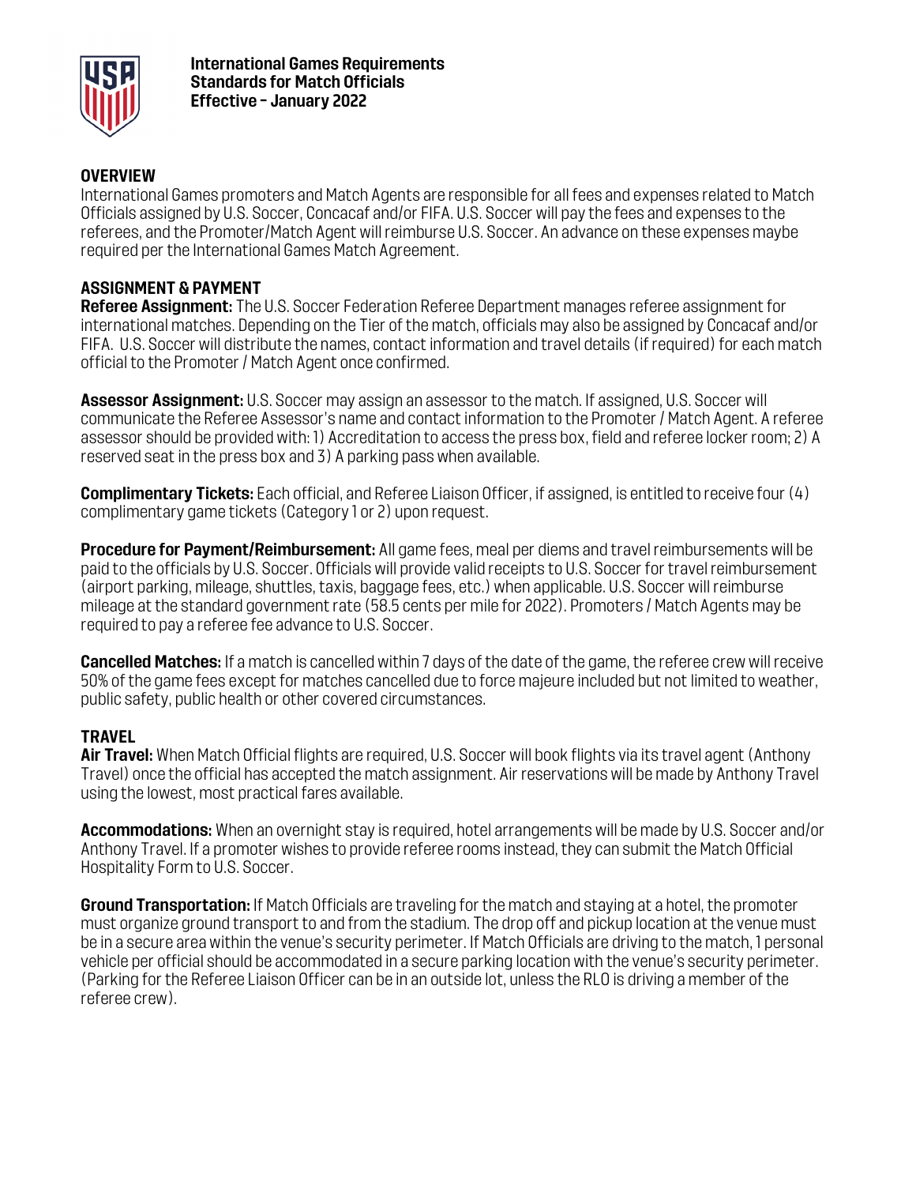# International Games Requirements
# Standards for Match Officials
# Effective – January 2022

## OVERVIEW

International Games promoters and Match Agents are responsible for all fees and expenses related to Match Officials assigned by U.S. Soccer, Concacaf and/or FIFA. U.S. Soccer will pay the fees and expenses to the referees, and the Promoter/Match Agent will reimburse U.S. Soccer. An advance on these expenses maybe required per the International Games Match Agreement.

## ASSIGNMENT & PAYMENT

**Referee Assignment:** The U.S. Soccer Federation Referee Department manages referee assignment for international matches. Depending on the Tier of the match, officials may also be assigned by Concacaf and/or FIFA. U.S. Soccer will distribute the names, contact information and travel details (if required) for each match official to the Promoter / Match Agent once confirmed.

**Assessor Assignment:** U.S. Soccer may assign an assessor to the match. If assigned, U.S. Soccer will communicate the Referee Assessor's name and contact information to the Promoter / Match Agent. A referee assessor should be provided with: 1) Accreditation to access the press box, field and referee locker room; 2) A reserved seat in the press box and 3) A parking pass when available.

**Complimentary Tickets:** Each official, and Referee Liaison Officer, if assigned, is entitled to receive four (4) complimentary game tickets (Category 1 or 2) upon request.

**Procedure for Payment/Reimbursement:** All game fees, meal per diems and travel reimbursements will be paid to the officials by U.S. Soccer. Officials will provide valid receipts to U.S. Soccer for travel reimbursement (airport parking, mileage, shuttles, taxis, baggage fees, etc.) when applicable. U.S. Soccer will reimburse mileage at the standard government rate (58.5 cents per mile for 2022). Promoters / Match Agents may be required to pay a referee fee advance to U.S. Soccer.

**Cancelled Matches:** If a match is cancelled within 7 days of the date of the game, the referee crew will receive 50% of the game fees except for matches cancelled due to force majeure included but not limited to weather, public safety, public health or other covered circumstances.

## TRAVEL

**Air Travel:** When Match Official flights are required, U.S. Soccer will book flights via its travel agent (Anthony Travel) once the official has accepted the match assignment. Air reservations will be made by Anthony Travel using the lowest, most practical fares available.

**Accommodations:** When an overnight stay is required, hotel arrangements will be made by U.S. Soccer and/or Anthony Travel. If a promoter wishes to provide referee rooms instead, they can submit the Match Official Hospitality Form to U.S. Soccer.

**Ground Transportation:** If Match Officials are traveling for the match and staying at a hotel, the promoter must organize ground transport to and from the stadium. The drop off and pickup location at the venue must be in a secure area within the venue's security perimeter. If Match Officials are driving to the match, 1 personal vehicle per official should be accommodated in a secure parking location with the venue's security perimeter. (Parking for the Referee Liaison Officer can be in an outside lot, unless the RLO is driving a member of the referee crew).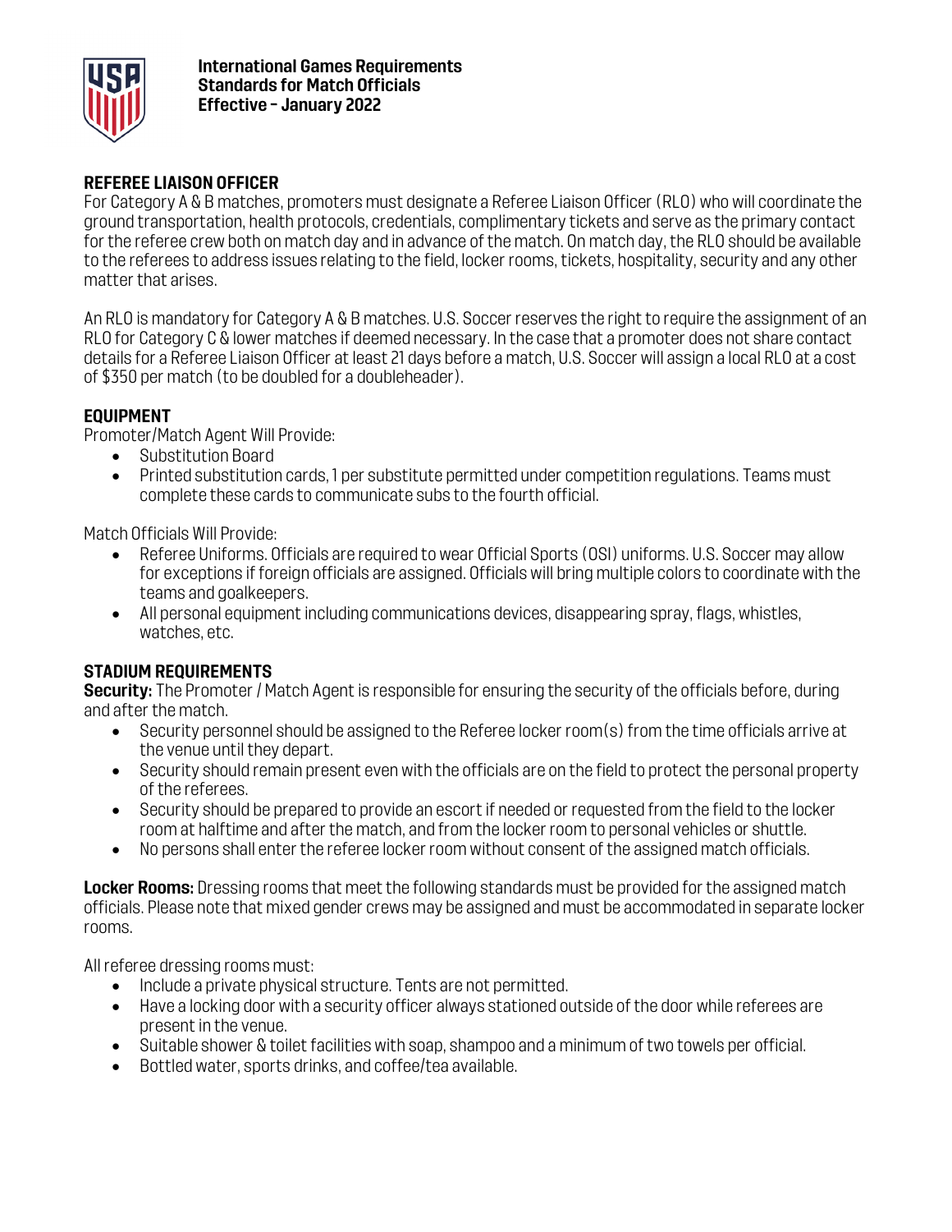**International Games Requirements**
**Standards for Match Officials**
**Effective – January 2022**

## REFEREE LIAISON OFFICER

For Category A & B matches, promoters must designate a Referee Liaison Officer (RLO) who will coordinate the ground transportation, health protocols, credentials, complimentary tickets and serve as the primary contact for the referee crew both on match day and in advance of the match. On match day, the RLO should be available to the referees to address issues relating to the field, locker rooms, tickets, hospitality, security and any other matter that arises.

An RLO is mandatory for Category A & B matches. U.S. Soccer reserves the right to require the assignment of an RLO for Category C & lower matches if deemed necessary. In the case that a promoter does not share contact details for a Referee Liaison Officer at least 21 days before a match, U.S. Soccer will assign a local RLO at a cost of $350 per match (to be doubled for a doubleheader).

## EQUIPMENT

Promoter/Match Agent Will Provide:

- Substitution Board
- Printed substitution cards, 1 per substitute permitted under competition regulations. Teams must complete these cards to communicate subs to the fourth official.

Match Officials Will Provide:

- Referee Uniforms. Officials are required to wear Official Sports (OSI) uniforms. U.S. Soccer may allow for exceptions if foreign officials are assigned. Officials will bring multiple colors to coordinate with the teams and goalkeepers.
- All personal equipment including communications devices, disappearing spray, flags, whistles, watches, etc.

## STADIUM REQUIREMENTS

**Security:** The Promoter / Match Agent is responsible for ensuring the security of the officials before, during and after the match.

- Security personnel should be assigned to the Referee locker room(s) from the time officials arrive at the venue until they depart.
- Security should remain present even with the officials are on the field to protect the personal property of the referees.
- Security should be prepared to provide an escort if needed or requested from the field to the locker room at halftime and after the match, and from the locker room to personal vehicles or shuttle.
- No persons shall enter the referee locker room without consent of the assigned match officials.

**Locker Rooms:** Dressing rooms that meet the following standards must be provided for the assigned match officials. Please note that mixed gender crews may be assigned and must be accommodated in separate locker rooms.

All referee dressing rooms must:

- Include a private physical structure. Tents are not permitted.
- Have a locking door with a security officer always stationed outside of the door while referees are present in the venue.
- Suitable shower & toilet facilities with soap, shampoo and a minimum of two towels per official.
- Bottled water, sports drinks, and coffee/tea available.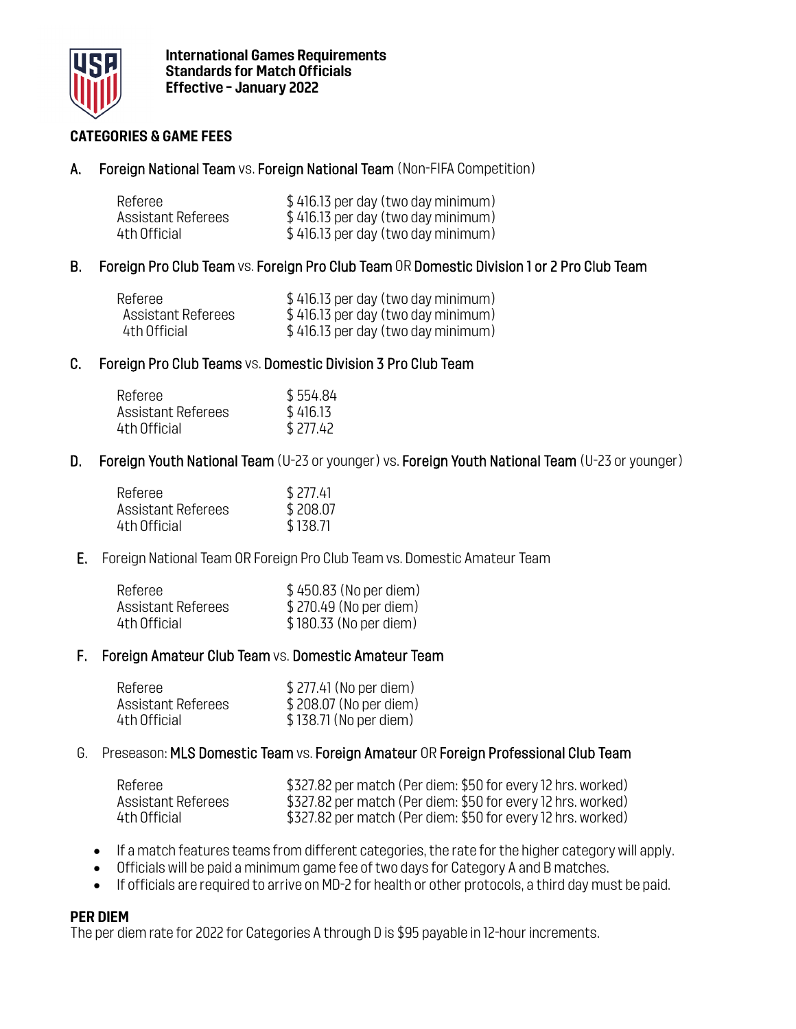**International Games Requirements**
**Standards for Match Officials**
**Effective – January 2022**

## CATEGORIES & GAME FEES

**A. Foreign National Team** vs. **Foreign National Team** (Non-FIFA Competition)

| | |
|---|---|
| Referee | $ 416.13 per day (two day minimum) |
| Assistant Referees | $ 416.13 per day (two day minimum) |
| 4th Official | $ 416.13 per day (two day minimum) |

**B. Foreign Pro Club Team** vs. **Foreign Pro Club Team** OR **Domestic Division 1 or 2 Pro Club Team**

| | |
|---|---|
| Referee | $ 416.13 per day (two day minimum) |
| Assistant Referees | $ 416.13 per day (two day minimum) |
| 4th Official | $ 416.13 per day (two day minimum) |

**C. Foreign Pro Club Teams** vs. **Domestic Division 3 Pro Club Team**

| | |
|---|---|
| Referee | $ 554.84 |
| Assistant Referees | $ 416.13 |
| 4th Official | $ 277.42 |

**D. Foreign Youth National Team** (U-23 or younger) vs. **Foreign Youth National Team** (U-23 or younger)

| | |
|---|---|
| Referee | $ 277.41 |
| Assistant Referees | $ 208.07 |
| 4th Official | $ 138.71 |

**E.** Foreign National Team OR Foreign Pro Club Team vs. Domestic Amateur Team

| | |
|---|---|
| Referee | $ 450.83 (No per diem) |
| Assistant Referees | $ 270.49 (No per diem) |
| 4th Official | $ 180.33 (No per diem) |

**F. Foreign Amateur Club Team** vs. **Domestic Amateur Team**

| | |
|---|---|
| Referee | $ 277.41 (No per diem) |
| Assistant Referees | $ 208.07 (No per diem) |
| 4th Official | $ 138.71 (No per diem) |

G. Preseason: **MLS Domestic Team** vs. **Foreign Amateur** OR **Foreign Professional Club Team**

| | |
|---|---|
| Referee | $327.82 per match (Per diem: $50 for every 12 hrs. worked) |
| Assistant Referees | $327.82 per match (Per diem: $50 for every 12 hrs. worked) |
| 4th Official | $327.82 per match (Per diem: $50 for every 12 hrs. worked) |

- If a match features teams from different categories, the rate for the higher category will apply.
- Officials will be paid a minimum game fee of two days for Category A and B matches.
- If officials are required to arrive on MD-2 for health or other protocols, a third day must be paid.

## PER DIEM

The per diem rate for 2022 for Categories A through D is $95 payable in 12-hour increments.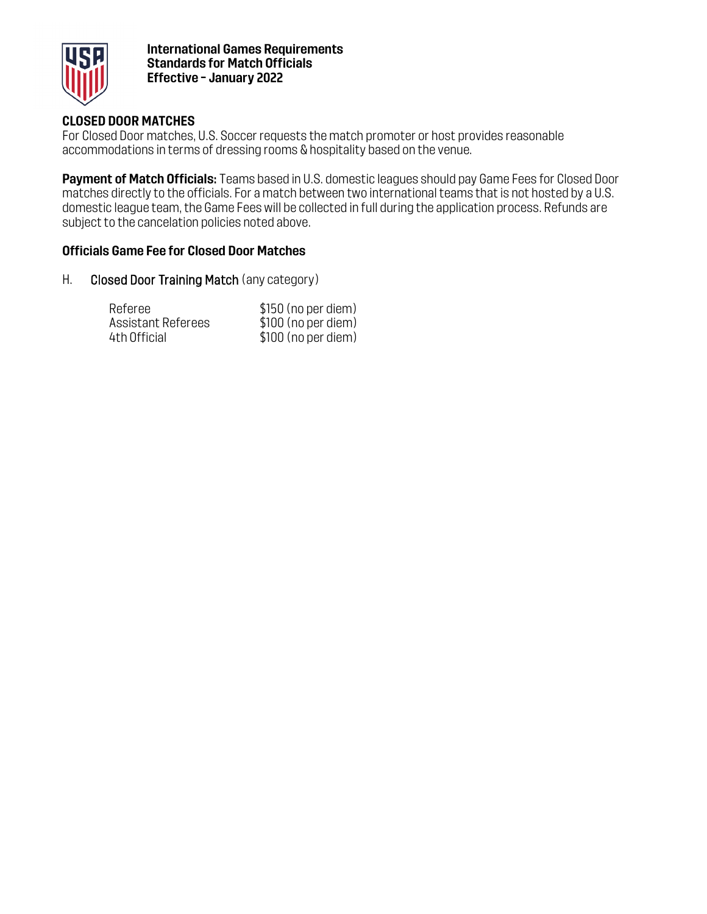## CLOSED DOOR MATCHES

For Closed Door matches, U.S. Soccer requests the match promoter or host provides reasonable accommodations in terms of dressing rooms & hospitality based on the venue.

**Payment of Match Officials:** Teams based in U.S. domestic leagues should pay Game Fees for Closed Door matches directly to the officials. For a match between two international teams that is not hosted by a U.S. domestic league team, the Game Fees will be collected in full during the application process. Refunds are subject to the cancelation policies noted above.

### Officials Game Fee for Closed Door Matches

H. Closed Door Training Match (any category)

| | |
|---|---|
| Referee | $150 (no per diem) |
| Assistant Referees | $100 (no per diem) |
| 4th Official | $100 (no per diem) |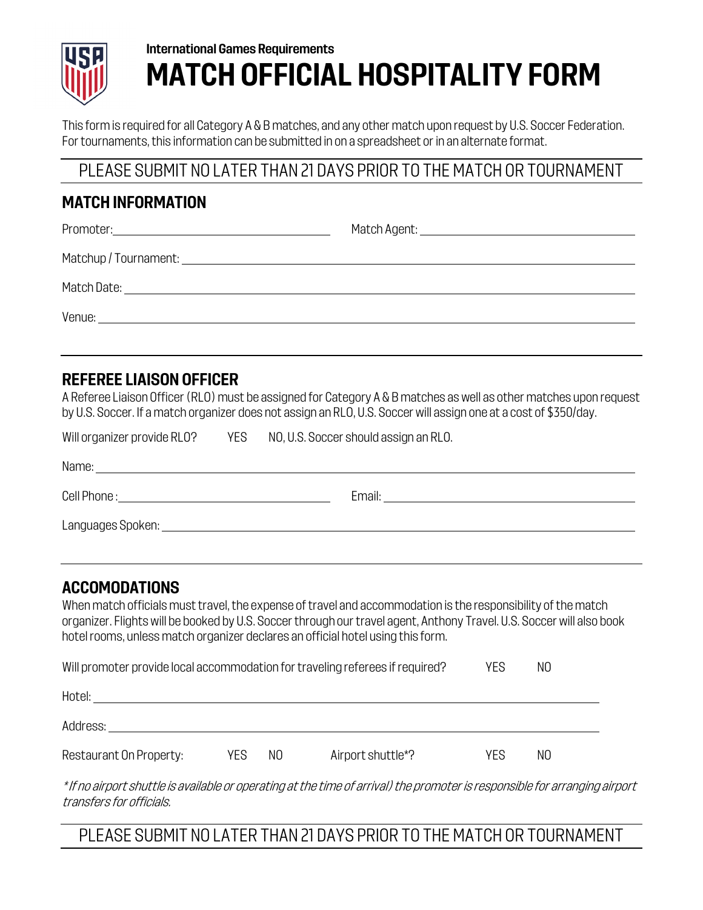International Games Requirements

# MATCH OFFICIAL HOSPITALITY FORM

This form is required for all Category A & B matches, and any other match upon request by U.S. Soccer Federation. For tournaments, this information can be submitted in on a spreadsheet or in an alternate format.

PLEASE SUBMIT NO LATER THAN 21 DAYS PRIOR TO THE MATCH OR TOURNAMENT

## MATCH INFORMATION

Promoter: ______________________ Match Agent: ______________________

Matchup / Tournament: ______________________

Match Date: ______________________

Venue: ______________________

## REFEREE LIAISON OFFICER

A Referee Liaison Officer (RLO) must be assigned for Category A & B matches as well as other matches upon request by U.S. Soccer. If a match organizer does not assign an RLO, U.S. Soccer will assign one at a cost of $350/day.

Will organizer provide RLO? YES NO, U.S. Soccer should assign an RLO.

Name: ______________________

Cell Phone : ______________________ Email: ______________________

Languages Spoken: ______________________

## ACCOMODATIONS

When match officials must travel, the expense of travel and accommodation is the responsibility of the match organizer. Flights will be booked by U.S. Soccer through our travel agent, Anthony Travel. U.S. Soccer will also book hotel rooms, unless match organizer declares an official hotel using this form.

Will promoter provide local accommodation for traveling referees if required? YES NO

Hotel: ______________________

Address: ______________________

Restaurant On Property: YES NO Airport shuttle*? YES NO

*\*If no airport shuttle is available or operating at the time of arrival) the promoter is responsible for arranging airport transfers for officials.*

PLEASE SUBMIT NO LATER THAN 21 DAYS PRIOR TO THE MATCH OR TOURNAMENT